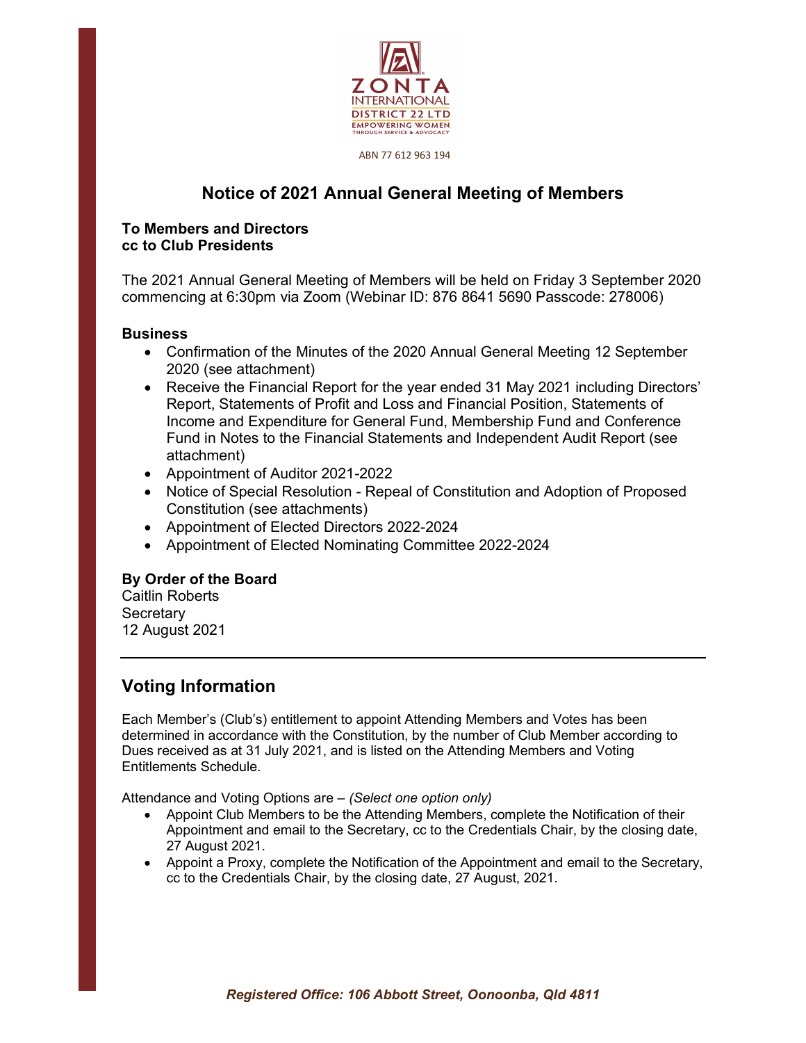ZONTA INTERNATIONAL DISTRICT 22 LTD
EMPOWERING WOMEN THROUGH SERVICE & ADVOCACY

ABN 77 612 963 194

# Notice of 2021 Annual General Meeting of Members

**To Members and Directors**
**cc to Club Presidents**

The 2021 Annual General Meeting of Members will be held on Friday 3 September 2020 commencing at 6:30pm via Zoom (Webinar ID: 876 8641 5690 Passcode: 278006)

**Business**

- Confirmation of the Minutes of the 2020 Annual General Meeting 12 September 2020 (see attachment)
- Receive the Financial Report for the year ended 31 May 2021 including Directors' Report, Statements of Profit and Loss and Financial Position, Statements of Income and Expenditure for General Fund, Membership Fund and Conference Fund in Notes to the Financial Statements and Independent Audit Report (see attachment)
- Appointment of Auditor 2021-2022
- Notice of Special Resolution - Repeal of Constitution and Adoption of Proposed Constitution (see attachments)
- Appointment of Elected Directors 2022-2024
- Appointment of Elected Nominating Committee 2022-2024

**By Order of the Board**
Caitlin Roberts
Secretary
12 August 2021

---

## Voting Information

Each Member's (Club's) entitlement to appoint Attending Members and Votes has been determined in accordance with the Constitution, by the number of Club Member according to Dues received as at 31 July 2021, and is listed on the Attending Members and Voting Entitlements Schedule.

Attendance and Voting Options are – *(Select one option only)*

- Appoint Club Members to be the Attending Members, complete the Notification of their Appointment and email to the Secretary, cc to the Credentials Chair, by the closing date, 27 August 2021.
- Appoint a Proxy, complete the Notification of the Appointment and email to the Secretary, cc to the Credentials Chair, by the closing date, 27 August, 2021.

***Registered Office: 106 Abbott Street, Oonoonba, Qld 4811***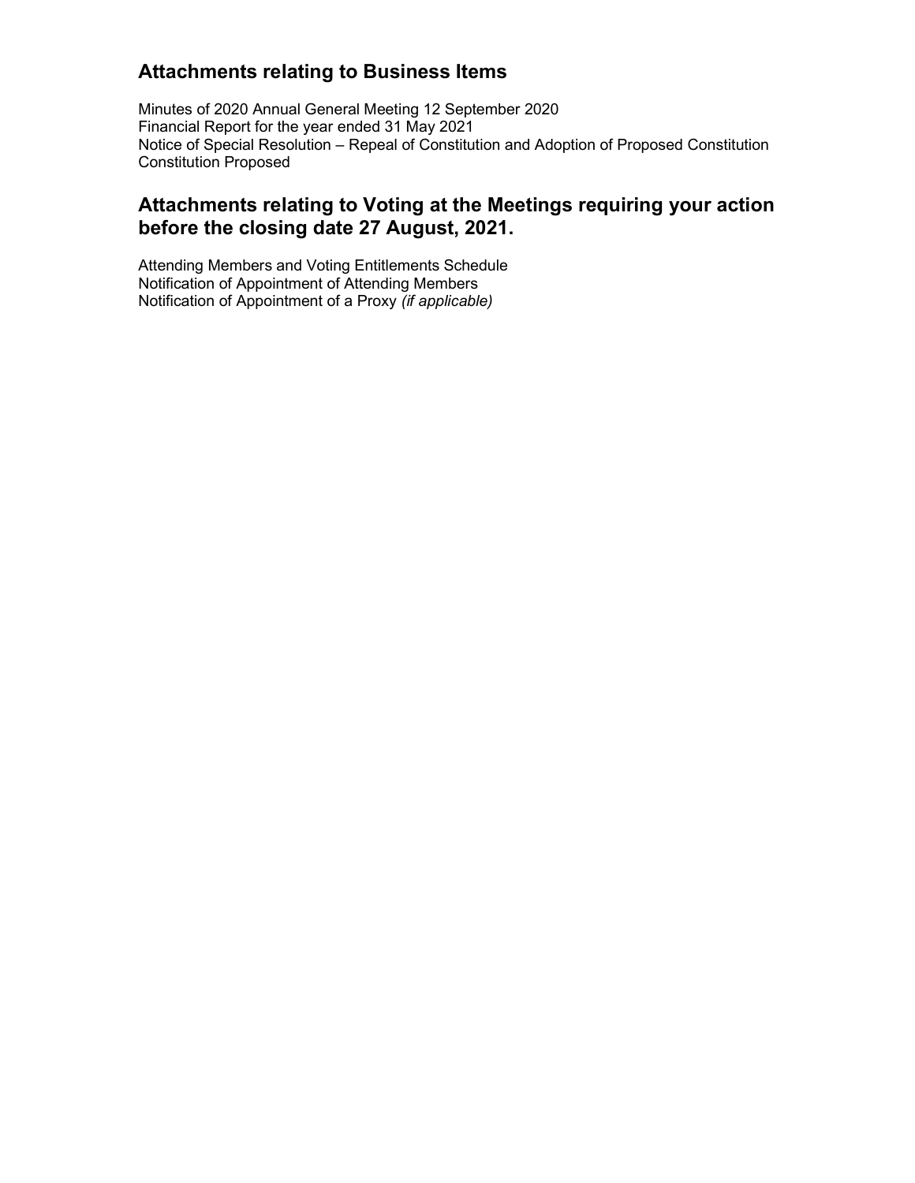## Attachments relating to Business Items

Minutes of 2020 Annual General Meeting 12 September 2020
Financial Report for the year ended 31 May 2021
Notice of Special Resolution – Repeal of Constitution and Adoption of Proposed Constitution
Constitution Proposed

## Attachments relating to Voting at the Meetings requiring your action before the closing date 27 August, 2021.

Attending Members and Voting Entitlements Schedule
Notification of Appointment of Attending Members
Notification of Appointment of a Proxy *(if applicable)*